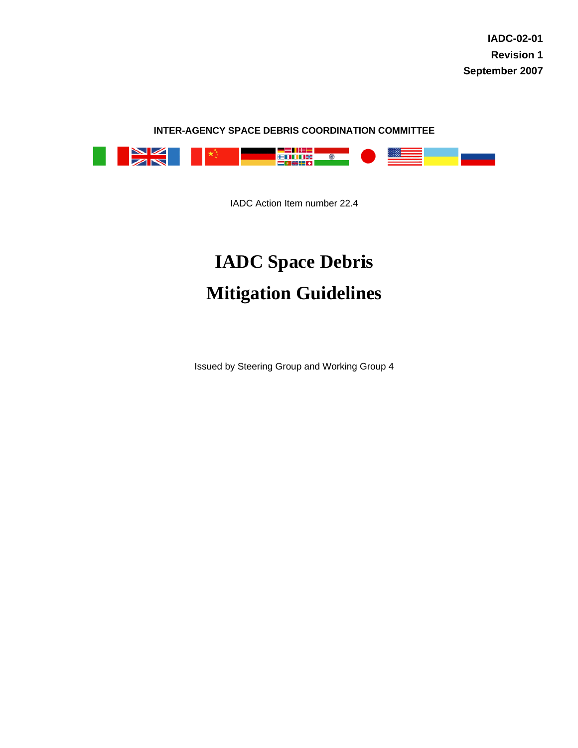**IADC-02-01**
**Revision 1**
**September 2007**

**INTER-AGENCY SPACE DEBRIS COORDINATION COMMITTEE**

IADC Action Item number 22.4

# IADC Space Debris Mitigation Guidelines

Issued by Steering Group and Working Group 4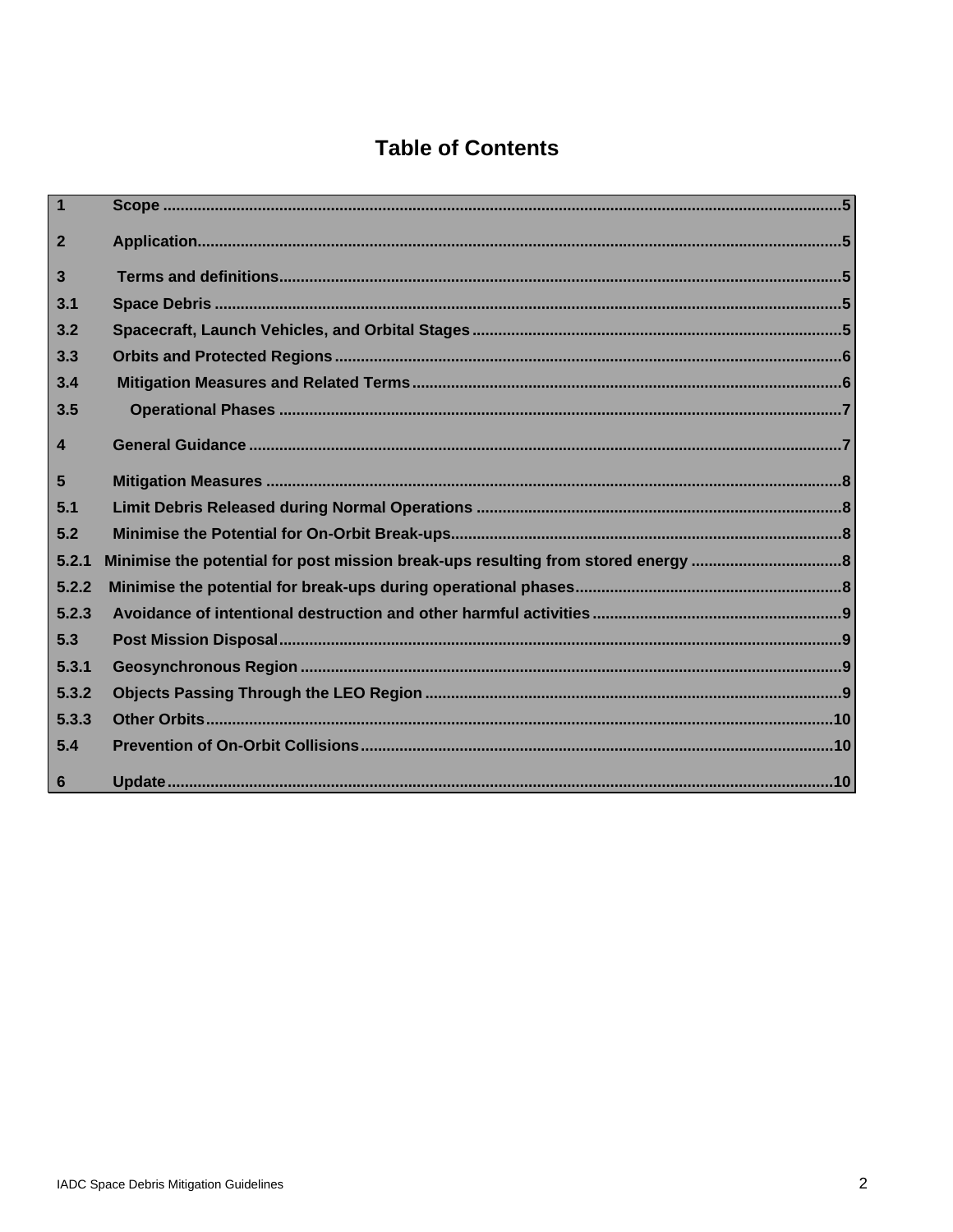# Table of Contents

| | | |
|---|---|---|
| 1 | Scope | 5 |
| 2 | Application | 5 |
| 3 | Terms and definitions | 5 |
| 3.1 | Space Debris | 5 |
| 3.2 | Spacecraft, Launch Vehicles, and Orbital Stages | 5 |
| 3.3 | Orbits and Protected Regions | 6 |
| 3.4 | Mitigation Measures and Related Terms | 6 |
| 3.5 | Operational Phases | 7 |
| 4 | General Guidance | 7 |
| 5 | Mitigation Measures | 8 |
| 5.1 | Limit Debris Released during Normal Operations | 8 |
| 5.2 | Minimise the Potential for On-Orbit Break-ups | 8 |
| 5.2.1 | Minimise the potential for post mission break-ups resulting from stored energy | 8 |
| 5.2.2 | Minimise the potential for break-ups during operational phases | 8 |
| 5.2.3 | Avoidance of intentional destruction and other harmful activities | 9 |
| 5.3 | Post Mission Disposal | 9 |
| 5.3.1 | Geosynchronous Region | 9 |
| 5.3.2 | Objects Passing Through the LEO Region | 9 |
| 5.3.3 | Other Orbits | 10 |
| 5.4 | Prevention of On-Orbit Collisions | 10 |
| 6 | Update | 10 |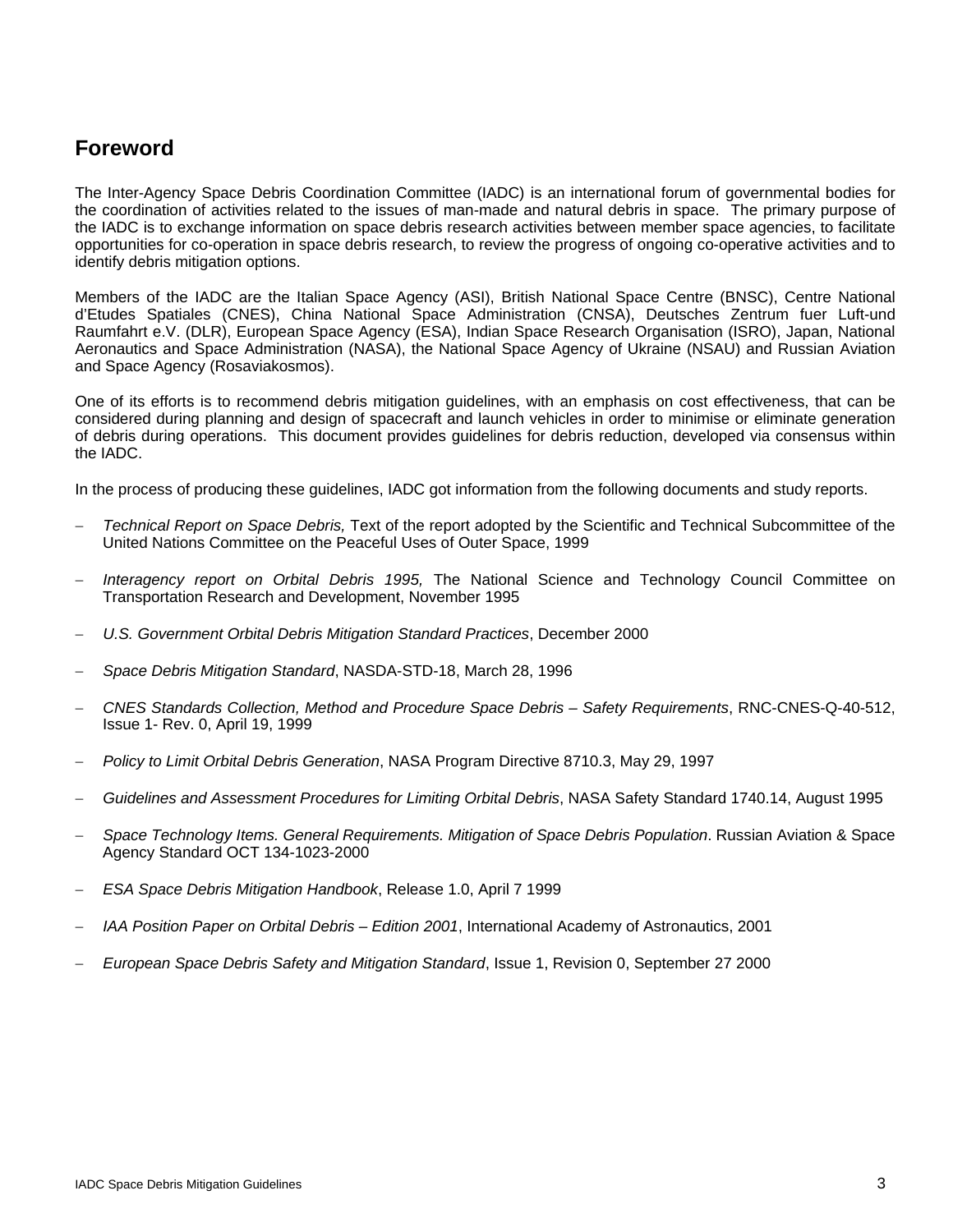## Foreword

The Inter-Agency Space Debris Coordination Committee (IADC) is an international forum of governmental bodies for the coordination of activities related to the issues of man-made and natural debris in space. The primary purpose of the IADC is to exchange information on space debris research activities between member space agencies, to facilitate opportunities for co-operation in space debris research, to review the progress of ongoing co-operative activities and to identify debris mitigation options.

Members of the IADC are the Italian Space Agency (ASI), British National Space Centre (BNSC), Centre National d'Etudes Spatiales (CNES), China National Space Administration (CNSA), Deutsches Zentrum fuer Luft-und Raumfahrt e.V. (DLR), European Space Agency (ESA), Indian Space Research Organisation (ISRO), Japan, National Aeronautics and Space Administration (NASA), the National Space Agency of Ukraine (NSAU) and Russian Aviation and Space Agency (Rosaviakosmos).

One of its efforts is to recommend debris mitigation guidelines, with an emphasis on cost effectiveness, that can be considered during planning and design of spacecraft and launch vehicles in order to minimise or eliminate generation of debris during operations. This document provides guidelines for debris reduction, developed via consensus within the IADC.

In the process of producing these guidelines, IADC got information from the following documents and study reports.

- *Technical Report on Space Debris,* Text of the report adopted by the Scientific and Technical Subcommittee of the United Nations Committee on the Peaceful Uses of Outer Space, 1999
- *Interagency report on Orbital Debris 1995,* The National Science and Technology Council Committee on Transportation Research and Development, November 1995
- *U.S. Government Orbital Debris Mitigation Standard Practices*, December 2000
- *Space Debris Mitigation Standard*, NASDA-STD-18, March 28, 1996
- *CNES Standards Collection, Method and Procedure Space Debris – Safety Requirements*, RNC-CNES-Q-40-512, Issue 1- Rev. 0, April 19, 1999
- *Policy to Limit Orbital Debris Generation*, NASA Program Directive 8710.3, May 29, 1997
- *Guidelines and Assessment Procedures for Limiting Orbital Debris*, NASA Safety Standard 1740.14, August 1995
- *Space Technology Items. General Requirements. Mitigation of Space Debris Population*. Russian Aviation & Space Agency Standard OCT 134-1023-2000
- *ESA Space Debris Mitigation Handbook*, Release 1.0, April 7 1999
- *IAA Position Paper on Orbital Debris – Edition 2001*, International Academy of Astronautics, 2001
- *European Space Debris Safety and Mitigation Standard*, Issue 1, Revision 0, September 27 2000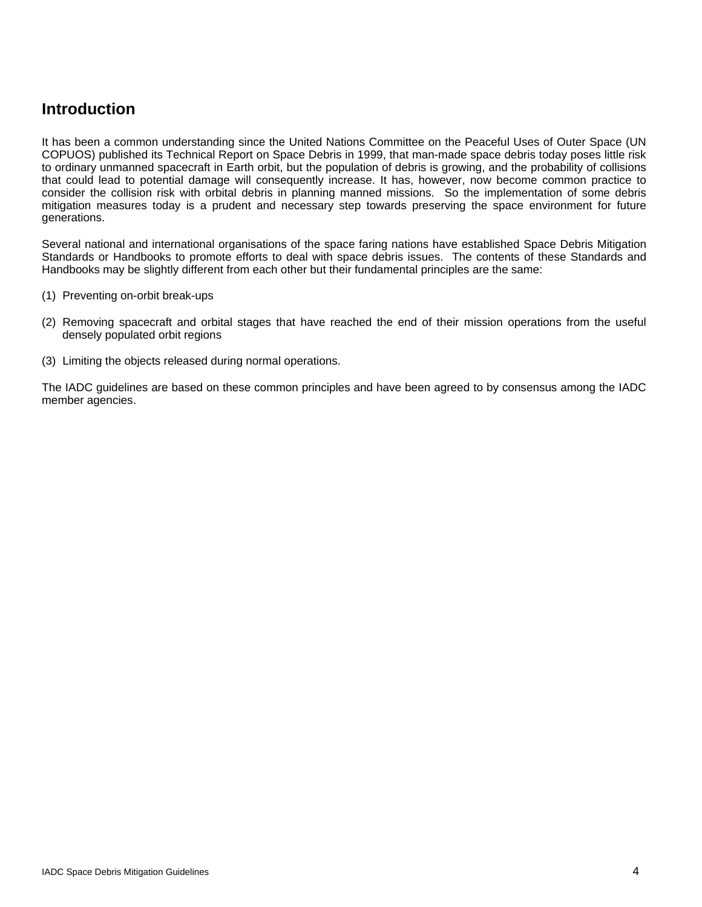# Introduction

It has been a common understanding since the United Nations Committee on the Peaceful Uses of Outer Space (UN COPUOS) published its Technical Report on Space Debris in 1999, that man-made space debris today poses little risk to ordinary unmanned spacecraft in Earth orbit, but the population of debris is growing, and the probability of collisions that could lead to potential damage will consequently increase. It has, however, now become common practice to consider the collision risk with orbital debris in planning manned missions. So the implementation of some debris mitigation measures today is a prudent and necessary step towards preserving the space environment for future generations.

Several national and international organisations of the space faring nations have established Space Debris Mitigation Standards or Handbooks to promote efforts to deal with space debris issues. The contents of these Standards and Handbooks may be slightly different from each other but their fundamental principles are the same:

(1) Preventing on-orbit break-ups

(2) Removing spacecraft and orbital stages that have reached the end of their mission operations from the useful densely populated orbit regions

(3) Limiting the objects released during normal operations.

The IADC guidelines are based on these common principles and have been agreed to by consensus among the IADC member agencies.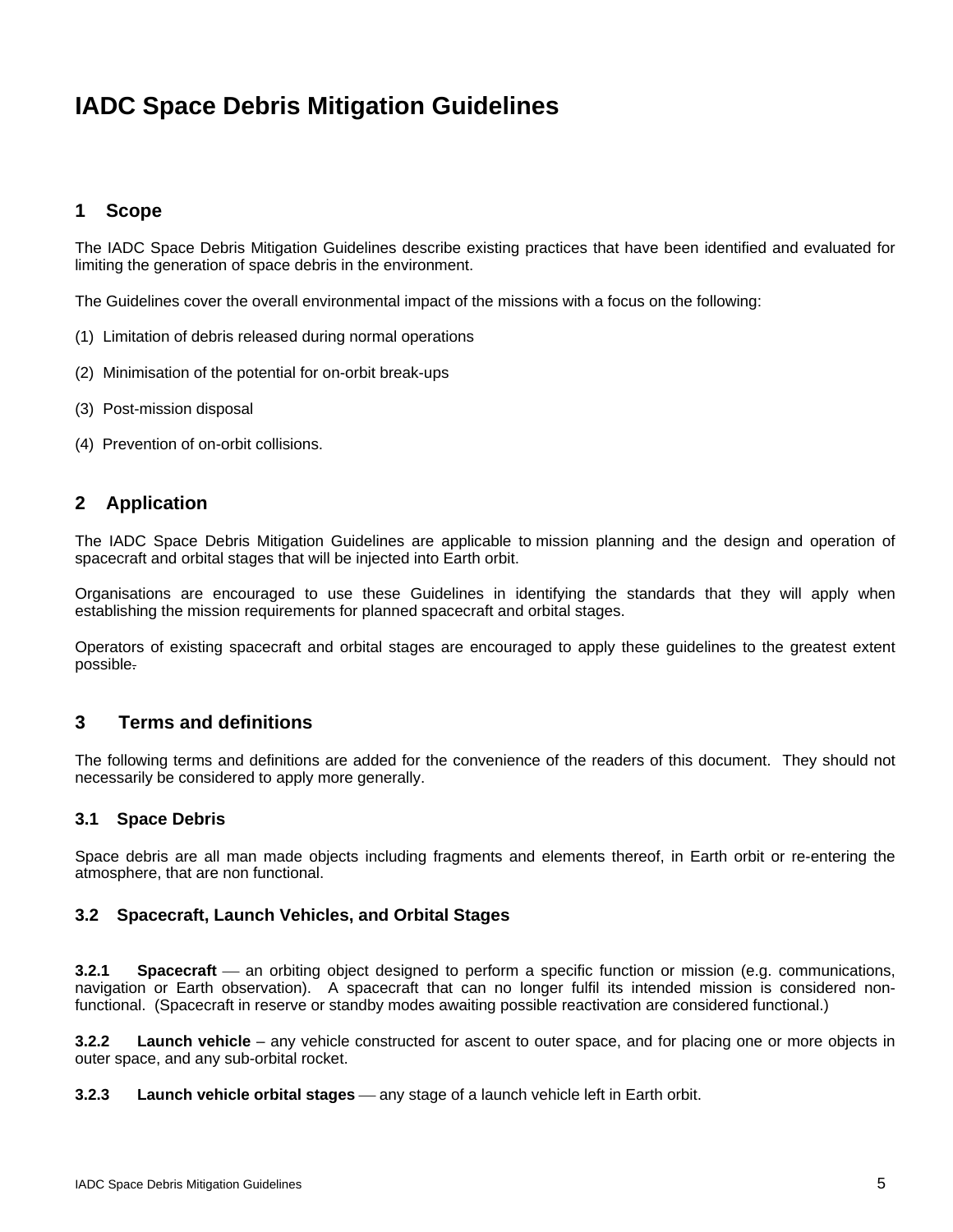# IADC Space Debris Mitigation Guidelines

## 1 Scope

The IADC Space Debris Mitigation Guidelines describe existing practices that have been identified and evaluated for limiting the generation of space debris in the environment.

The Guidelines cover the overall environmental impact of the missions with a focus on the following:

(1) Limitation of debris released during normal operations

(2) Minimisation of the potential for on-orbit break-ups

(3) Post-mission disposal

(4) Prevention of on-orbit collisions.

## 2 Application

The IADC Space Debris Mitigation Guidelines are applicable to mission planning and the design and operation of spacecraft and orbital stages that will be injected into Earth orbit.

Organisations are encouraged to use these Guidelines in identifying the standards that they will apply when establishing the mission requirements for planned spacecraft and orbital stages.

Operators of existing spacecraft and orbital stages are encouraged to apply these guidelines to the greatest extent possible.

## 3 Terms and definitions

The following terms and definitions are added for the convenience of the readers of this document. They should not necessarily be considered to apply more generally.

### 3.1 Space Debris

Space debris are all man made objects including fragments and elements thereof, in Earth orbit or re-entering the atmosphere, that are non functional.

### 3.2 Spacecraft, Launch Vehicles, and Orbital Stages

**3.2.1 Spacecraft** — an orbiting object designed to perform a specific function or mission (e.g. communications, navigation or Earth observation). A spacecraft that can no longer fulfil its intended mission is considered non-functional. (Spacecraft in reserve or standby modes awaiting possible reactivation are considered functional.)

**3.2.2 Launch vehicle** – any vehicle constructed for ascent to outer space, and for placing one or more objects in outer space, and any sub-orbital rocket.

**3.2.3 Launch vehicle orbital stages** — any stage of a launch vehicle left in Earth orbit.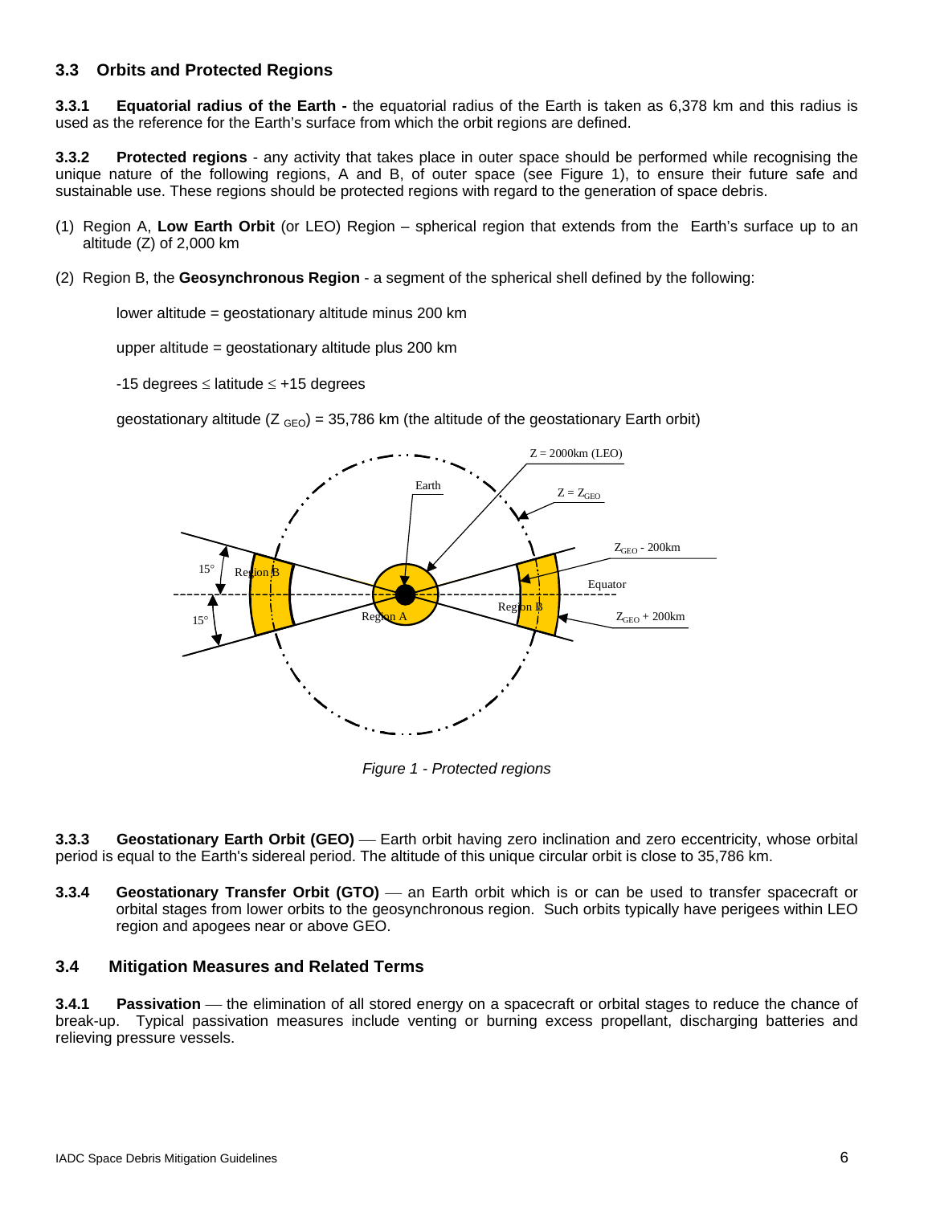### 3.3 Orbits and Protected Regions

**3.3.1 Equatorial radius of the Earth -** the equatorial radius of the Earth is taken as 6,378 km and this radius is used as the reference for the Earth's surface from which the orbit regions are defined.

**3.3.2 Protected regions** - any activity that takes place in outer space should be performed while recognising the unique nature of the following regions, A and B, of outer space (see Figure 1), to ensure their future safe and sustainable use. These regions should be protected regions with regard to the generation of space debris.

(1) Region A, **Low Earth Orbit** (or LEO) Region – spherical region that extends from the Earth's surface up to an altitude (Z) of 2,000 km

(2) Region B, the **Geosynchronous Region** - a segment of the spherical shell defined by the following:

lower altitude = geostationary altitude minus 200 km

upper altitude = geostationary altitude plus 200 km

-15 degrees ≤ latitude ≤ +15 degrees

geostationary altitude ($Z_{GEO}$) = 35,786 km (the altitude of the geostationary Earth orbit)

*Figure 1 - Protected regions*

**3.3.3 Geostationary Earth Orbit (GEO)** — Earth orbit having zero inclination and zero eccentricity, whose orbital period is equal to the Earth's sidereal period. The altitude of this unique circular orbit is close to 35,786 km.

**3.3.4 Geostationary Transfer Orbit (GTO)** — an Earth orbit which is or can be used to transfer spacecraft or orbital stages from lower orbits to the geosynchronous region. Such orbits typically have perigees within LEO region and apogees near or above GEO.

### 3.4 Mitigation Measures and Related Terms

**3.4.1 Passivation** — the elimination of all stored energy on a spacecraft or orbital stages to reduce the chance of break-up. Typical passivation measures include venting or burning excess propellant, discharging batteries and relieving pressure vessels.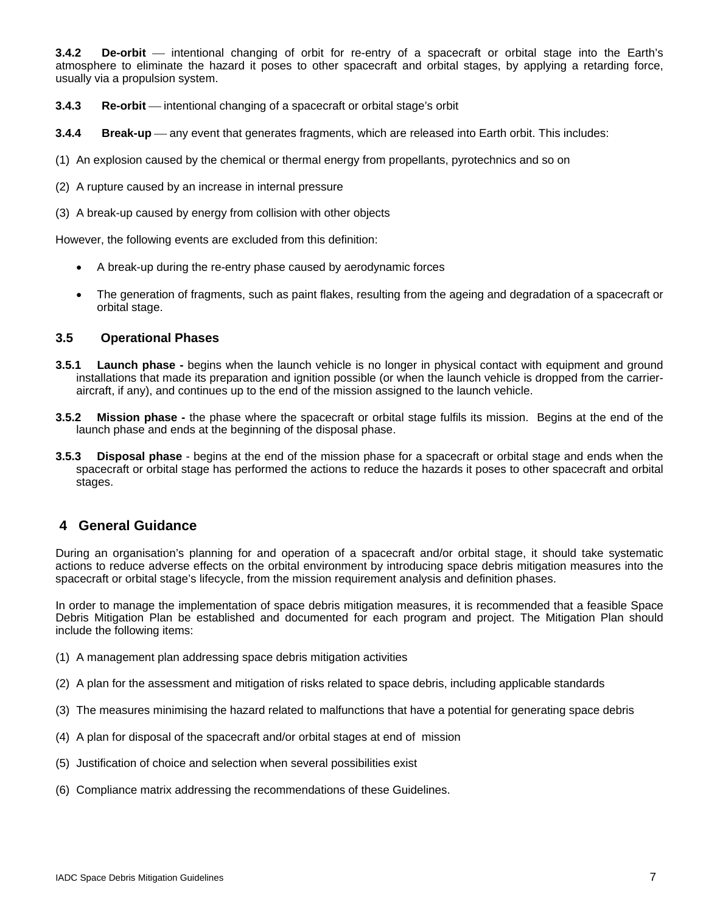**3.4.2 De-orbit** — intentional changing of orbit for re-entry of a spacecraft or orbital stage into the Earth's atmosphere to eliminate the hazard it poses to other spacecraft and orbital stages, by applying a retarding force, usually via a propulsion system.

**3.4.3 Re-orbit** — intentional changing of a spacecraft or orbital stage's orbit

**3.4.4 Break-up** — any event that generates fragments, which are released into Earth orbit. This includes:

(1) An explosion caused by the chemical or thermal energy from propellants, pyrotechnics and so on

(2) A rupture caused by an increase in internal pressure

(3) A break-up caused by energy from collision with other objects

However, the following events are excluded from this definition:

- A break-up during the re-entry phase caused by aerodynamic forces
- The generation of fragments, such as paint flakes, resulting from the ageing and degradation of a spacecraft or orbital stage.

### 3.5 Operational Phases

**3.5.1 Launch phase -** begins when the launch vehicle is no longer in physical contact with equipment and ground installations that made its preparation and ignition possible (or when the launch vehicle is dropped from the carrier-aircraft, if any), and continues up to the end of the mission assigned to the launch vehicle.

**3.5.2 Mission phase -** the phase where the spacecraft or orbital stage fulfils its mission. Begins at the end of the launch phase and ends at the beginning of the disposal phase.

**3.5.3 Disposal phase** - begins at the end of the mission phase for a spacecraft or orbital stage and ends when the spacecraft or orbital stage has performed the actions to reduce the hazards it poses to other spacecraft and orbital stages.

## 4 General Guidance

During an organisation's planning for and operation of a spacecraft and/or orbital stage, it should take systematic actions to reduce adverse effects on the orbital environment by introducing space debris mitigation measures into the spacecraft or orbital stage's lifecycle, from the mission requirement analysis and definition phases.

In order to manage the implementation of space debris mitigation measures, it is recommended that a feasible Space Debris Mitigation Plan be established and documented for each program and project. The Mitigation Plan should include the following items:

(1) A management plan addressing space debris mitigation activities

(2) A plan for the assessment and mitigation of risks related to space debris, including applicable standards

(3) The measures minimising the hazard related to malfunctions that have a potential for generating space debris

(4) A plan for disposal of the spacecraft and/or orbital stages at end of mission

(5) Justification of choice and selection when several possibilities exist

(6) Compliance matrix addressing the recommendations of these Guidelines.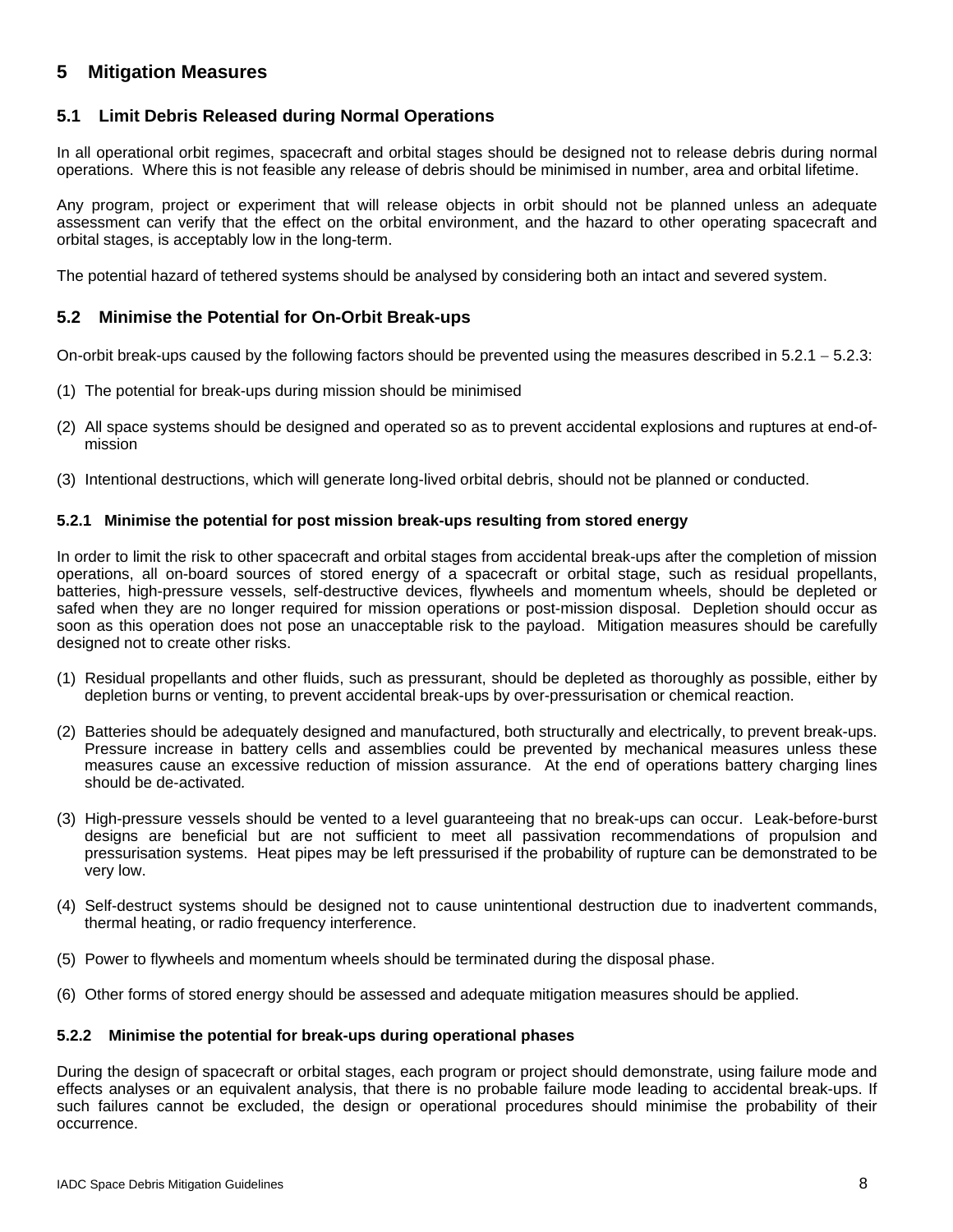# 5 Mitigation Measures

## 5.1 Limit Debris Released during Normal Operations

In all operational orbit regimes, spacecraft and orbital stages should be designed not to release debris during normal operations. Where this is not feasible any release of debris should be minimised in number, area and orbital lifetime.

Any program, project or experiment that will release objects in orbit should not be planned unless an adequate assessment can verify that the effect on the orbital environment, and the hazard to other operating spacecraft and orbital stages, is acceptably low in the long-term.

The potential hazard of tethered systems should be analysed by considering both an intact and severed system.

## 5.2 Minimise the Potential for On-Orbit Break-ups

On-orbit break-ups caused by the following factors should be prevented using the measures described in 5.2.1 – 5.2.3:

(1) The potential for break-ups during mission should be minimised

(2) All space systems should be designed and operated so as to prevent accidental explosions and ruptures at end-of-mission

(3) Intentional destructions, which will generate long-lived orbital debris, should not be planned or conducted.

### 5.2.1 Minimise the potential for post mission break-ups resulting from stored energy

In order to limit the risk to other spacecraft and orbital stages from accidental break-ups after the completion of mission operations, all on-board sources of stored energy of a spacecraft or orbital stage, such as residual propellants, batteries, high-pressure vessels, self-destructive devices, flywheels and momentum wheels, should be depleted or safed when they are no longer required for mission operations or post-mission disposal. Depletion should occur as soon as this operation does not pose an unacceptable risk to the payload. Mitigation measures should be carefully designed not to create other risks.

(1) Residual propellants and other fluids, such as pressurant, should be depleted as thoroughly as possible, either by depletion burns or venting, to prevent accidental break-ups by over-pressurisation or chemical reaction.

(2) Batteries should be adequately designed and manufactured, both structurally and electrically, to prevent break-ups. Pressure increase in battery cells and assemblies could be prevented by mechanical measures unless these measures cause an excessive reduction of mission assurance. At the end of operations battery charging lines should be de-activated.

(3) High-pressure vessels should be vented to a level guaranteeing that no break-ups can occur. Leak-before-burst designs are beneficial but are not sufficient to meet all passivation recommendations of propulsion and pressurisation systems. Heat pipes may be left pressurised if the probability of rupture can be demonstrated to be very low.

(4) Self-destruct systems should be designed not to cause unintentional destruction due to inadvertent commands, thermal heating, or radio frequency interference.

(5) Power to flywheels and momentum wheels should be terminated during the disposal phase.

(6) Other forms of stored energy should be assessed and adequate mitigation measures should be applied.

### 5.2.2 Minimise the potential for break-ups during operational phases

During the design of spacecraft or orbital stages, each program or project should demonstrate, using failure mode and effects analyses or an equivalent analysis, that there is no probable failure mode leading to accidental break-ups. If such failures cannot be excluded, the design or operational procedures should minimise the probability of their occurrence.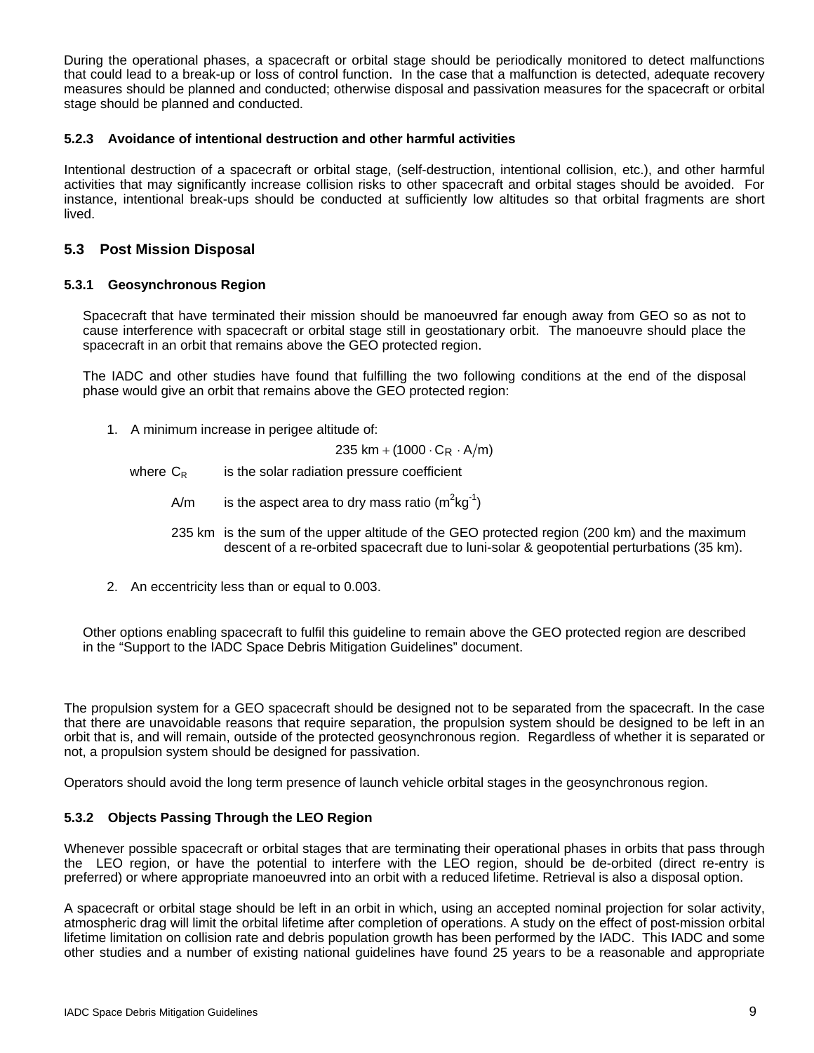During the operational phases, a spacecraft or orbital stage should be periodically monitored to detect malfunctions that could lead to a break-up or loss of control function. In the case that a malfunction is detected, adequate recovery measures should be planned and conducted; otherwise disposal and passivation measures for the spacecraft or orbital stage should be planned and conducted.

#### 5.2.3 Avoidance of intentional destruction and other harmful activities

Intentional destruction of a spacecraft or orbital stage, (self-destruction, intentional collision, etc.), and other harmful activities that may significantly increase collision risks to other spacecraft and orbital stages should be avoided. For instance, intentional break-ups should be conducted at sufficiently low altitudes so that orbital fragments are short lived.

### 5.3 Post Mission Disposal

#### 5.3.1 Geosynchronous Region

Spacecraft that have terminated their mission should be manoeuvred far enough away from GEO so as not to cause interference with spacecraft or orbital stage still in geostationary orbit. The manoeuvre should place the spacecraft in an orbit that remains above the GEO protected region.

The IADC and other studies have found that fulfilling the two following conditions at the end of the disposal phase would give an orbit that remains above the GEO protected region:

1. A minimum increase in perigee altitude of:

$$235 \text{ km} + (1000 \cdot C_R \cdot A/m)$$

where $C_R$ is the solar radiation pressure coefficient

$A/m$ is the aspect area to dry mass ratio ($m^2kg^{-1}$)

235 km is the sum of the upper altitude of the GEO protected region (200 km) and the maximum descent of a re-orbited spacecraft due to luni-solar & geopotential perturbations (35 km).

2. An eccentricity less than or equal to 0.003.

Other options enabling spacecraft to fulfil this guideline to remain above the GEO protected region are described in the “Support to the IADC Space Debris Mitigation Guidelines” document.

The propulsion system for a GEO spacecraft should be designed not to be separated from the spacecraft. In the case that there are unavoidable reasons that require separation, the propulsion system should be designed to be left in an orbit that is, and will remain, outside of the protected geosynchronous region. Regardless of whether it is separated or not, a propulsion system should be designed for passivation.

Operators should avoid the long term presence of launch vehicle orbital stages in the geosynchronous region.

#### 5.3.2 Objects Passing Through the LEO Region

Whenever possible spacecraft or orbital stages that are terminating their operational phases in orbits that pass through the LEO region, or have the potential to interfere with the LEO region, should be de-orbited (direct re-entry is preferred) or where appropriate manoeuvred into an orbit with a reduced lifetime. Retrieval is also a disposal option.

A spacecraft or orbital stage should be left in an orbit in which, using an accepted nominal projection for solar activity, atmospheric drag will limit the orbital lifetime after completion of operations. A study on the effect of post-mission orbital lifetime limitation on collision rate and debris population growth has been performed by the IADC. This IADC and some other studies and a number of existing national guidelines have found 25 years to be a reasonable and appropriate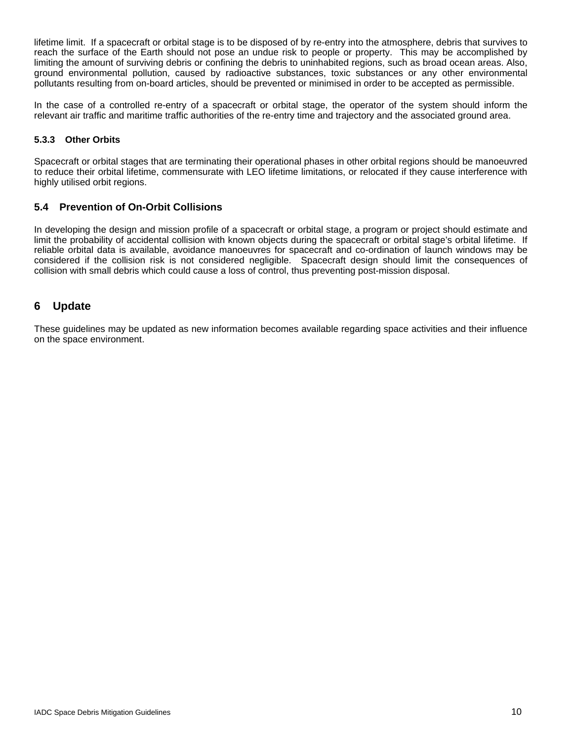lifetime limit. If a spacecraft or orbital stage is to be disposed of by re-entry into the atmosphere, debris that survives to reach the surface of the Earth should not pose an undue risk to people or property. This may be accomplished by limiting the amount of surviving debris or confining the debris to uninhabited regions, such as broad ocean areas. Also, ground environmental pollution, caused by radioactive substances, toxic substances or any other environmental pollutants resulting from on-board articles, should be prevented or minimised in order to be accepted as permissible.

In the case of a controlled re-entry of a spacecraft or orbital stage, the operator of the system should inform the relevant air traffic and maritime traffic authorities of the re-entry time and trajectory and the associated ground area.

#### 5.3.3 Other Orbits

Spacecraft or orbital stages that are terminating their operational phases in other orbital regions should be manoeuvred to reduce their orbital lifetime, commensurate with LEO lifetime limitations, or relocated if they cause interference with highly utilised orbit regions.

### 5.4 Prevention of On-Orbit Collisions

In developing the design and mission profile of a spacecraft or orbital stage, a program or project should estimate and limit the probability of accidental collision with known objects during the spacecraft or orbital stage's orbital lifetime. If reliable orbital data is available, avoidance manoeuvres for spacecraft and co-ordination of launch windows may be considered if the collision risk is not considered negligible. Spacecraft design should limit the consequences of collision with small debris which could cause a loss of control, thus preventing post-mission disposal.

## 6 Update

These guidelines may be updated as new information becomes available regarding space activities and their influence on the space environment.